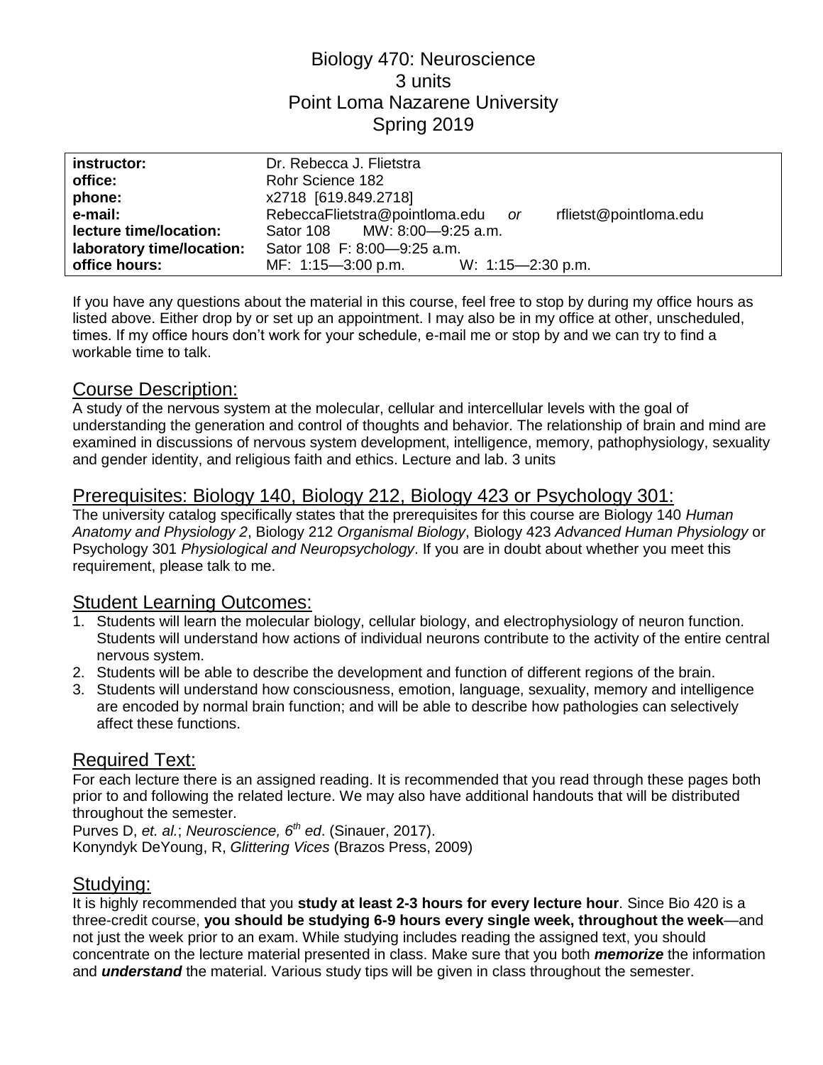# Biology 470: Neuroscience
## 3 units
## Point Loma Nazarene University
## Spring 2019

| | |
|---|---|
| **instructor:** | Dr. Rebecca J. Flietstra |
| **office:** | Rohr Science 182 |
| **phone:** | x2718 [619.849.2718] |
| **e-mail:** | RebeccaFlietstra@pointloma.edu *or* rflietst@pointloma.edu |
| **lecture time/location:** | Sator 108 MW: 8:00—9:25 a.m. |
| **laboratory time/location:** | Sator 108 F: 8:00—9:25 a.m. |
| **office hours:** | MF: 1:15—3:00 p.m. W: 1:15—2:30 p.m. |

If you have any questions about the material in this course, feel free to stop by during my office hours as listed above. Either drop by or set up an appointment. I may also be in my office at other, unscheduled, times. If my office hours don't work for your schedule, e-mail me or stop by and we can try to find a workable time to talk.

## Course Description:

A study of the nervous system at the molecular, cellular and intercellular levels with the goal of understanding the generation and control of thoughts and behavior. The relationship of brain and mind are examined in discussions of nervous system development, intelligence, memory, pathophysiology, sexuality and gender identity, and religious faith and ethics. Lecture and lab. 3 units

## Prerequisites: Biology 140, Biology 212, Biology 423 or Psychology 301:

The university catalog specifically states that the prerequisites for this course are Biology 140 *Human Anatomy and Physiology 2*, Biology 212 *Organismal Biology*, Biology 423 *Advanced Human Physiology* or Psychology 301 *Physiological and Neuropsychology*. If you are in doubt about whether you meet this requirement, please talk to me.

## Student Learning Outcomes:

1. Students will learn the molecular biology, cellular biology, and electrophysiology of neuron function. Students will understand how actions of individual neurons contribute to the activity of the entire central nervous system.
2. Students will be able to describe the development and function of different regions of the brain.
3. Students will understand how consciousness, emotion, language, sexuality, memory and intelligence are encoded by normal brain function; and will be able to describe how pathologies can selectively affect these functions.

## Required Text:

For each lecture there is an assigned reading. It is recommended that you read through these pages both prior to and following the related lecture. We may also have additional handouts that will be distributed throughout the semester.

Purves D, *et. al.*; *Neuroscience, 6th ed*. (Sinauer, 2017).
Konyndyk DeYoung, R, *Glittering Vices* (Brazos Press, 2009)

## Studying:

It is highly recommended that you **study at least 2-3 hours for every lecture hour**. Since Bio 420 is a three-credit course, **you should be studying 6-9 hours every single week, throughout the week**—and not just the week prior to an exam. While studying includes reading the assigned text, you should concentrate on the lecture material presented in class. Make sure that you both ***memorize*** the information and ***understand*** the material. Various study tips will be given in class throughout the semester.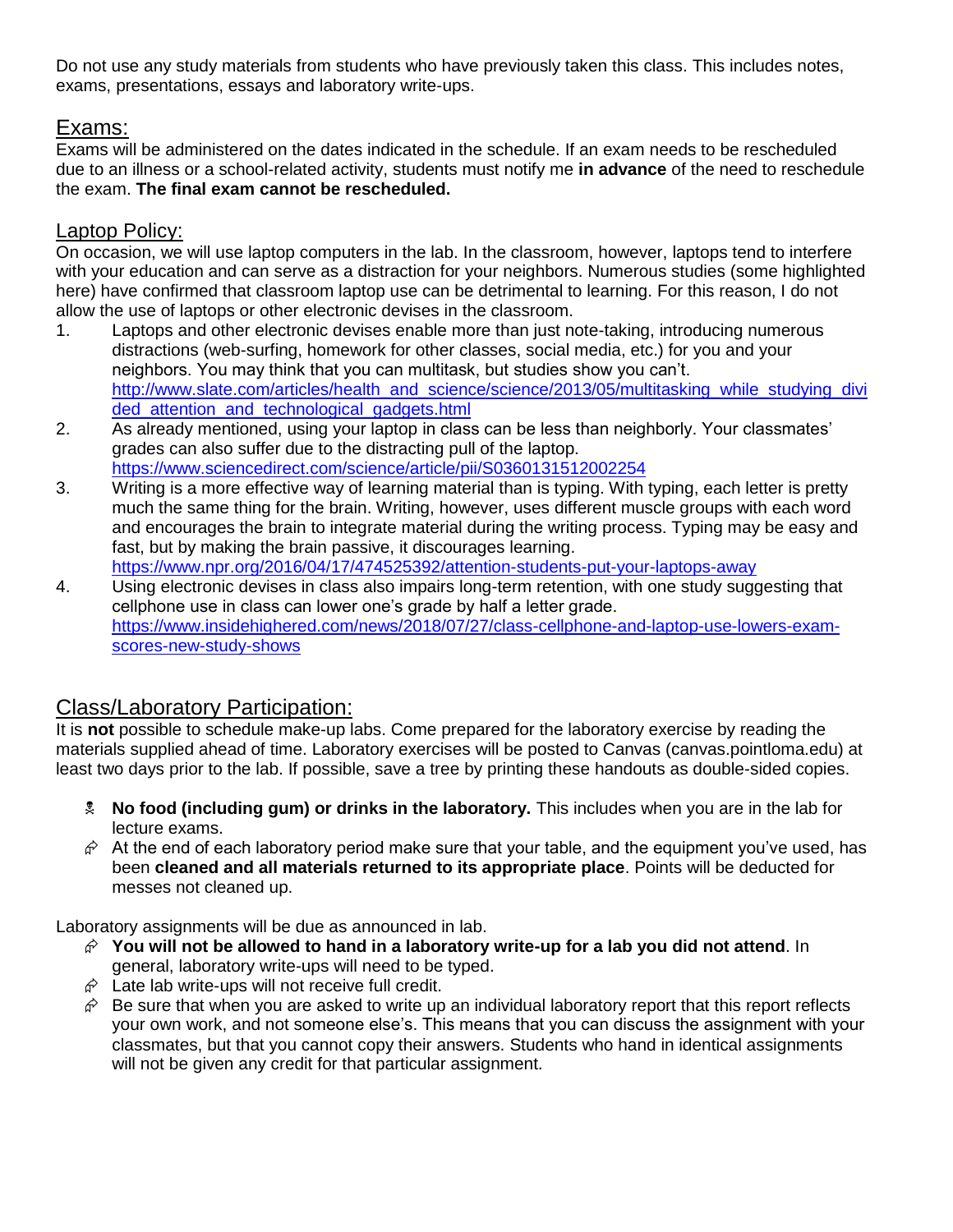Do not use any study materials from students who have previously taken this class. This includes notes, exams, presentations, essays and laboratory write-ups.

## Exams:

Exams will be administered on the dates indicated in the schedule. If an exam needs to be rescheduled due to an illness or a school-related activity, students must notify me **in advance** of the need to reschedule the exam. **The final exam cannot be rescheduled.**

## Laptop Policy:

On occasion, we will use laptop computers in the lab. In the classroom, however, laptops tend to interfere with your education and can serve as a distraction for your neighbors. Numerous studies (some highlighted here) have confirmed that classroom laptop use can be detrimental to learning. For this reason, I do not allow the use of laptops or other electronic devises in the classroom.

1. Laptops and other electronic devises enable more than just note-taking, introducing numerous distractions (web-surfing, homework for other classes, social media, etc.) for you and your neighbors. You may think that you can multitask, but studies show you can't. http://www.slate.com/articles/health_and_science/science/2013/05/multitasking_while_studying_divided_attention_and_technological_gadgets.html
2. As already mentioned, using your laptop in class can be less than neighborly. Your classmates' grades can also suffer due to the distracting pull of the laptop. https://www.sciencedirect.com/science/article/pii/S0360131512002254
3. Writing is a more effective way of learning material than is typing. With typing, each letter is pretty much the same thing for the brain. Writing, however, uses different muscle groups with each word and encourages the brain to integrate material during the writing process. Typing may be easy and fast, but by making the brain passive, it discourages learning. https://www.npr.org/2016/04/17/474525392/attention-students-put-your-laptops-away
4. Using electronic devises in class also impairs long-term retention, with one study suggesting that cellphone use in class can lower one's grade by half a letter grade. https://www.insidehighered.com/news/2018/07/27/class-cellphone-and-laptop-use-lowers-exam-scores-new-study-shows

## Class/Laboratory Participation:

It is **not** possible to schedule make-up labs. Come prepared for the laboratory exercise by reading the materials supplied ahead of time. Laboratory exercises will be posted to Canvas (canvas.pointloma.edu) at least two days prior to the lab. If possible, save a tree by printing these handouts as double-sided copies.

- **No food (including gum) or drinks in the laboratory.** This includes when you are in the lab for lecture exams.
- At the end of each laboratory period make sure that your table, and the equipment you've used, has been **cleaned and all materials returned to its appropriate place**. Points will be deducted for messes not cleaned up.

Laboratory assignments will be due as announced in lab.

- **You will not be allowed to hand in a laboratory write-up for a lab you did not attend**. In general, laboratory write-ups will need to be typed.
- Late lab write-ups will not receive full credit.
- Be sure that when you are asked to write up an individual laboratory report that this report reflects your own work, and not someone else's. This means that you can discuss the assignment with your classmates, but that you cannot copy their answers. Students who hand in identical assignments will not be given any credit for that particular assignment.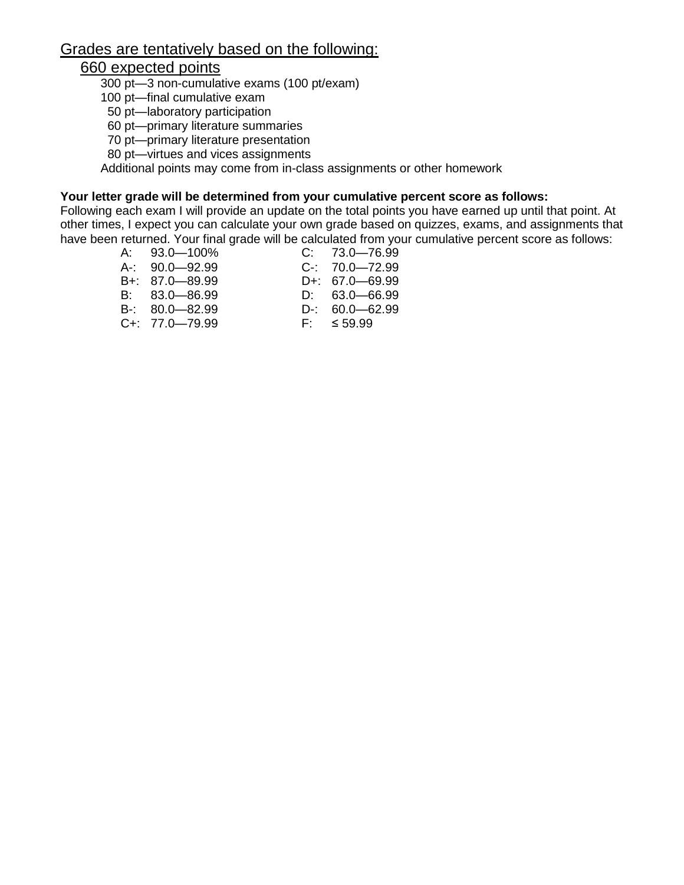## Grades are tentatively based on the following:

### 660 expected points

300 pt—3 non-cumulative exams (100 pt/exam)
100 pt—final cumulative exam
50 pt—laboratory participation
60 pt—primary literature summaries
70 pt—primary literature presentation
80 pt—virtues and vices assignments
Additional points may come from in-class assignments or other homework

**Your letter grade will be determined from your cumulative percent score as follows:**
Following each exam I will provide an update on the total points you have earned up until that point. At other times, I expect you can calculate your own grade based on quizzes, exams, and assignments that have been returned. Your final grade will be calculated from your cumulative percent score as follows:

| | | | |
|---|---|---|---|
| A: | 93.0—100% | C: | 73.0—76.99 |
| A-: | 90.0—92.99 | C-: | 70.0—72.99 |
| B+: | 87.0—89.99 | D+: | 67.0—69.99 |
| B: | 83.0—86.99 | D: | 63.0—66.99 |
| B-: | 80.0—82.99 | D-: | 60.0—62.99 |
| C+: | 77.0—79.99 | F: | ≤ 59.99 |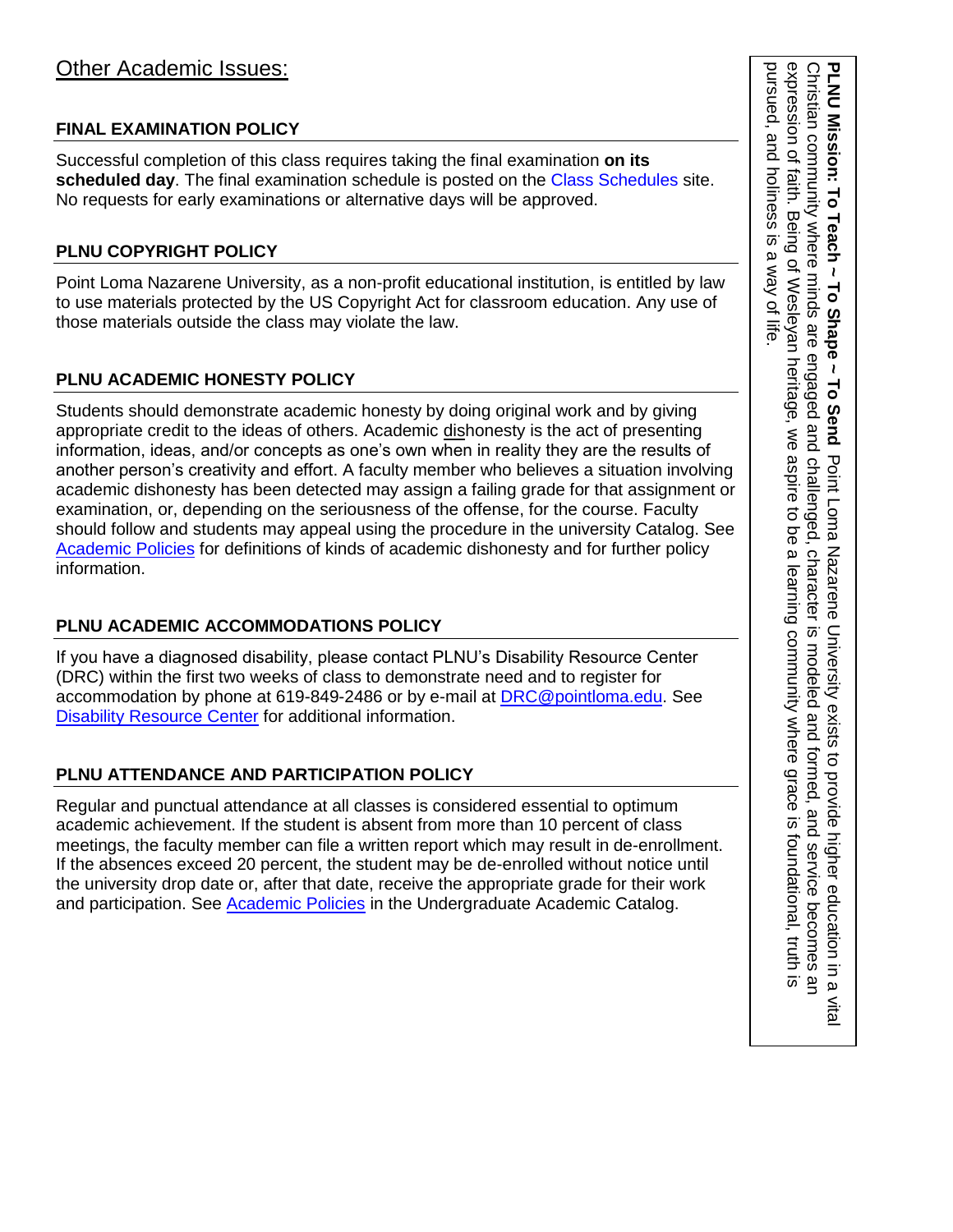## Other Academic Issues:

### FINAL EXAMINATION POLICY

Successful completion of this class requires taking the final examination **on its scheduled day**. The final examination schedule is posted on the Class Schedules site. No requests for early examinations or alternative days will be approved.

### PLNU COPYRIGHT POLICY

Point Loma Nazarene University, as a non-profit educational institution, is entitled by law to use materials protected by the US Copyright Act for classroom education. Any use of those materials outside the class may violate the law.

### PLNU ACADEMIC HONESTY POLICY

Students should demonstrate academic honesty by doing original work and by giving appropriate credit to the ideas of others. Academic dishonesty is the act of presenting information, ideas, and/or concepts as one's own when in reality they are the results of another person's creativity and effort. A faculty member who believes a situation involving academic dishonesty has been detected may assign a failing grade for that assignment or examination, or, depending on the seriousness of the offense, for the course. Faculty should follow and students may appeal using the procedure in the university Catalog. See Academic Policies for definitions of kinds of academic dishonesty and for further policy information.

### PLNU ACADEMIC ACCOMMODATIONS POLICY

If you have a diagnosed disability, please contact PLNU's Disability Resource Center (DRC) within the first two weeks of class to demonstrate need and to register for accommodation by phone at 619-849-2486 or by e-mail at DRC@pointloma.edu. See Disability Resource Center for additional information.

### PLNU ATTENDANCE AND PARTICIPATION POLICY

Regular and punctual attendance at all classes is considered essential to optimum academic achievement. If the student is absent from more than 10 percent of class meetings, the faculty member can file a written report which may result in de-enrollment. If the absences exceed 20 percent, the student may be de-enrolled without notice until the university drop date or, after that date, receive the appropriate grade for their work and participation. See Academic Policies in the Undergraduate Academic Catalog.

**PLNU Mission: To Teach ~ To Shape ~ To Send** Point Loma Nazarene University exists to provide higher education in a vital Christian community where minds are engaged and challenged, character is modeled and formed, and service becomes an expression of faith. Being of Wesleyan heritage, we aspire to be a learning community where grace is foundational, truth is pursued, and holiness is a way of life.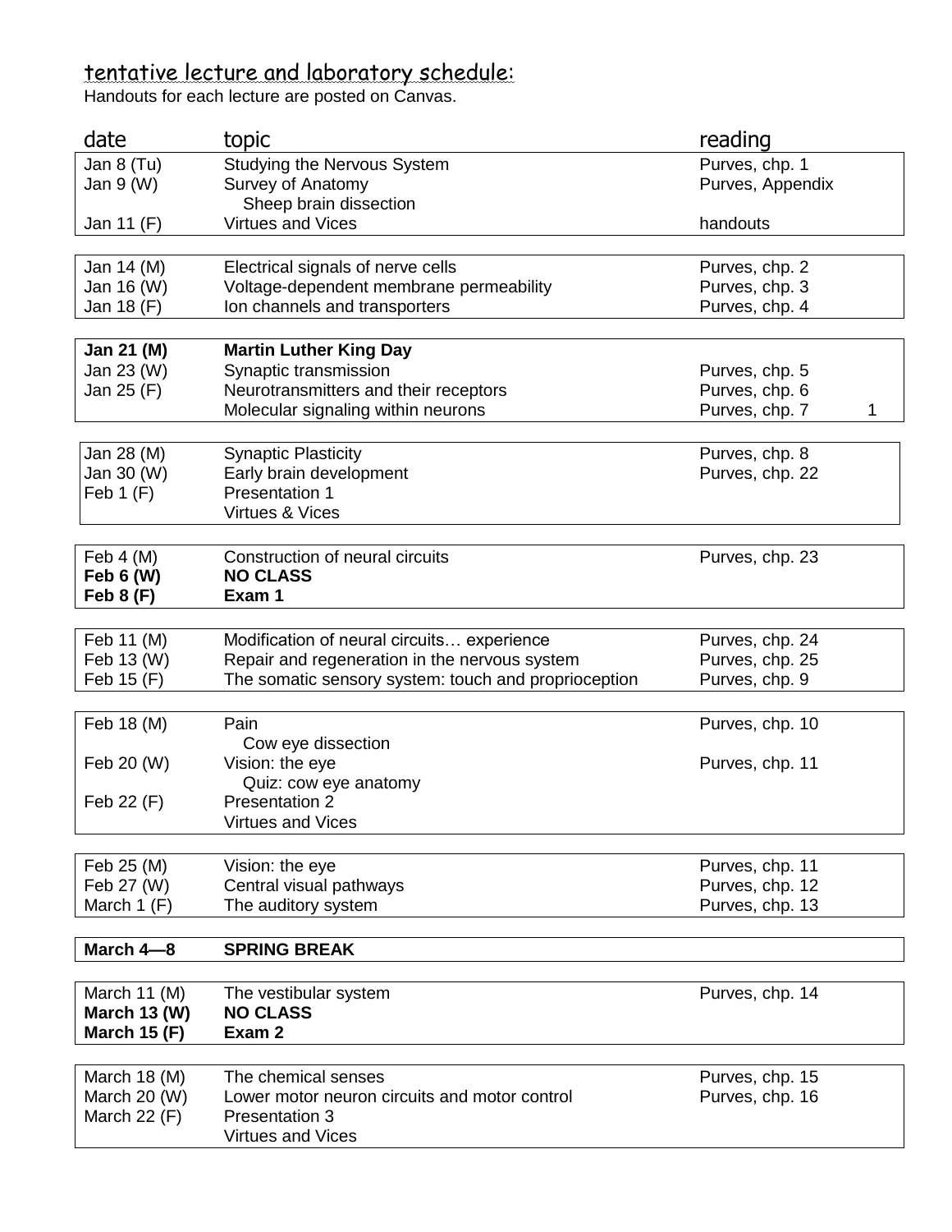## tentative lecture and laboratory schedule:

Handouts for each lecture are posted on Canvas.

| date | topic | reading |
| --- | --- | --- |
| Jan 8 (Tu) | Studying the Nervous System | Purves, chp. 1 |
| Jan 9 (W) | Survey of Anatomy | Purves, Appendix |
| | Sheep brain dissection | |
| Jan 11 (F) | Virtues and Vices | handouts |
| Jan 14 (M) | Electrical signals of nerve cells | Purves, chp. 2 |
| Jan 16 (W) | Voltage-dependent membrane permeability | Purves, chp. 3 |
| Jan 18 (F) | Ion channels and transporters | Purves, chp. 4 |
| **Jan 21 (M)** | **Martin Luther King Day** | |
| Jan 23 (W) | Synaptic transmission | Purves, chp. 5 |
| Jan 25 (F) | Neurotransmitters and their receptors | Purves, chp. 6 |
| | Molecular signaling within neurons | Purves, chp. 7 1 |
| Jan 28 (M) | Synaptic Plasticity | Purves, chp. 8 |
| Jan 30 (W) | Early brain development | Purves, chp. 22 |
| Feb 1 (F) | Presentation 1 | |
| | Virtues & Vices | |
| Feb 4 (M) | Construction of neural circuits | Purves, chp. 23 |
| **Feb 6 (W)** | **NO CLASS** | |
| **Feb 8 (F)** | **Exam 1** | |
| Feb 11 (M) | Modification of neural circuits… experience | Purves, chp. 24 |
| Feb 13 (W) | Repair and regeneration in the nervous system | Purves, chp. 25 |
| Feb 15 (F) | The somatic sensory system: touch and proprioception | Purves, chp. 9 |
| Feb 18 (M) | Pain | Purves, chp. 10 |
| | Cow eye dissection | |
| Feb 20 (W) | Vision: the eye | Purves, chp. 11 |
| | Quiz: cow eye anatomy | |
| Feb 22 (F) | Presentation 2 | |
| | Virtues and Vices | |
| Feb 25 (M) | Vision: the eye | Purves, chp. 11 |
| Feb 27 (W) | Central visual pathways | Purves, chp. 12 |
| March 1 (F) | The auditory system | Purves, chp. 13 |
| **March 4—8** | **SPRING BREAK** | |
| March 11 (M) | The vestibular system | Purves, chp. 14 |
| **March 13 (W)** | **NO CLASS** | |
| **March 15 (F)** | **Exam 2** | |
| March 18 (M) | The chemical senses | Purves, chp. 15 |
| March 20 (W) | Lower motor neuron circuits and motor control | Purves, chp. 16 |
| March 22 (F) | Presentation 3 | |
| | Virtues and Vices | |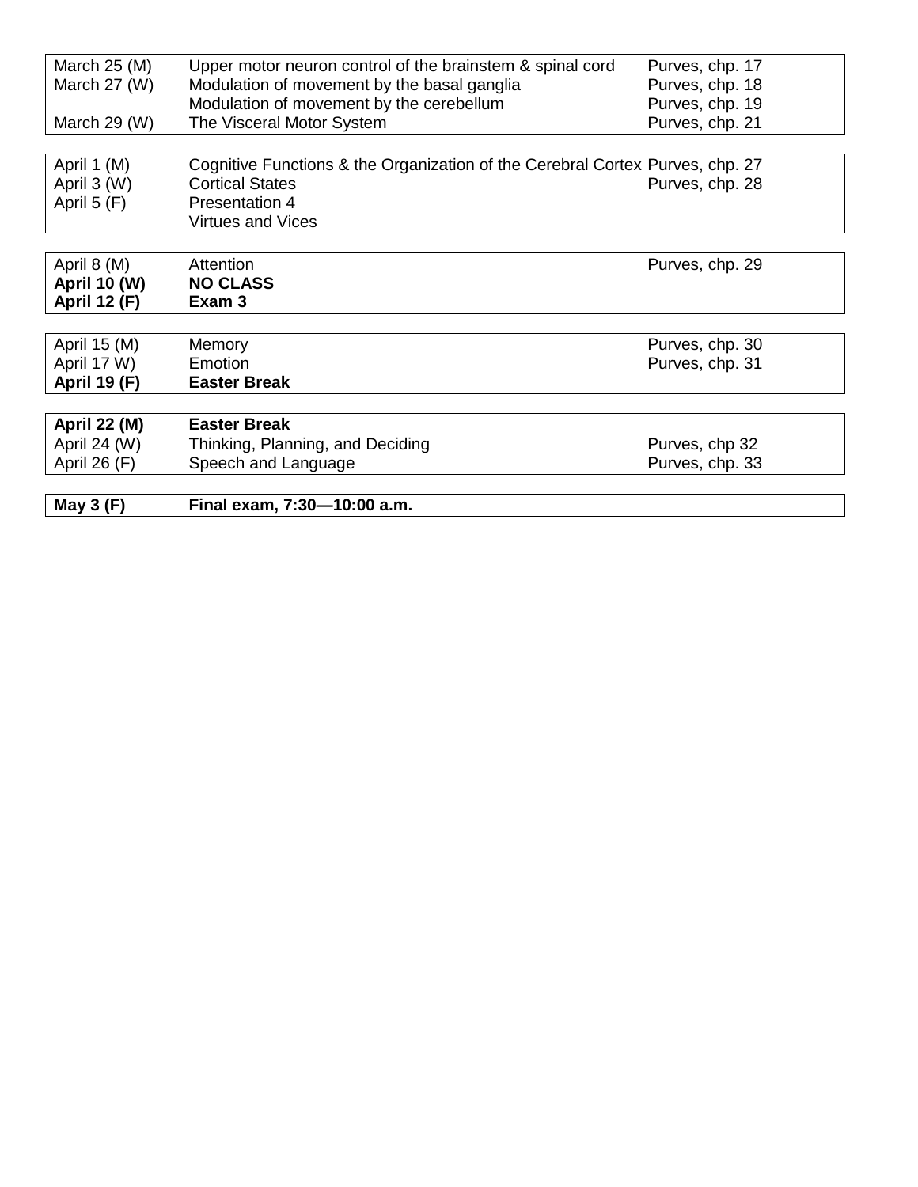| | | |
|---|---|---|
| March 25 (M) | Upper motor neuron control of the brainstem & spinal cord | Purves, chp. 17 |
| March 27 (W) | Modulation of movement by the basal ganglia | Purves, chp. 18 |
| | Modulation of movement by the cerebellum | Purves, chp. 19 |
| March 29 (W) | The Visceral Motor System | Purves, chp. 21 |

| | | |
|---|---|---|
| April 1 (M) | Cognitive Functions & the Organization of the Cerebral Cortex | Purves, chp. 27 |
| April 3 (W) | Cortical States | Purves, chp. 28 |
| April 5 (F) | Presentation 4 | |
| | Virtues and Vices | |

| | | |
|---|---|---|
| April 8 (M) | Attention | Purves, chp. 29 |
| **April 10 (W)** | **NO CLASS** | |
| **April 12 (F)** | **Exam 3** | |

| | | |
|---|---|---|
| April 15 (M) | Memory | Purves, chp. 30 |
| April 17 W) | Emotion | Purves, chp. 31 |
| **April 19 (F)** | **Easter Break** | |

| | | |
|---|---|---|
| **April 22 (M)** | **Easter Break** | |
| April 24 (W) | Thinking, Planning, and Deciding | Purves, chp 32 |
| April 26 (F) | Speech and Language | Purves, chp. 33 |

| | |
|---|---|
| **May 3 (F)** | **Final exam, 7:30—10:00 a.m.** |